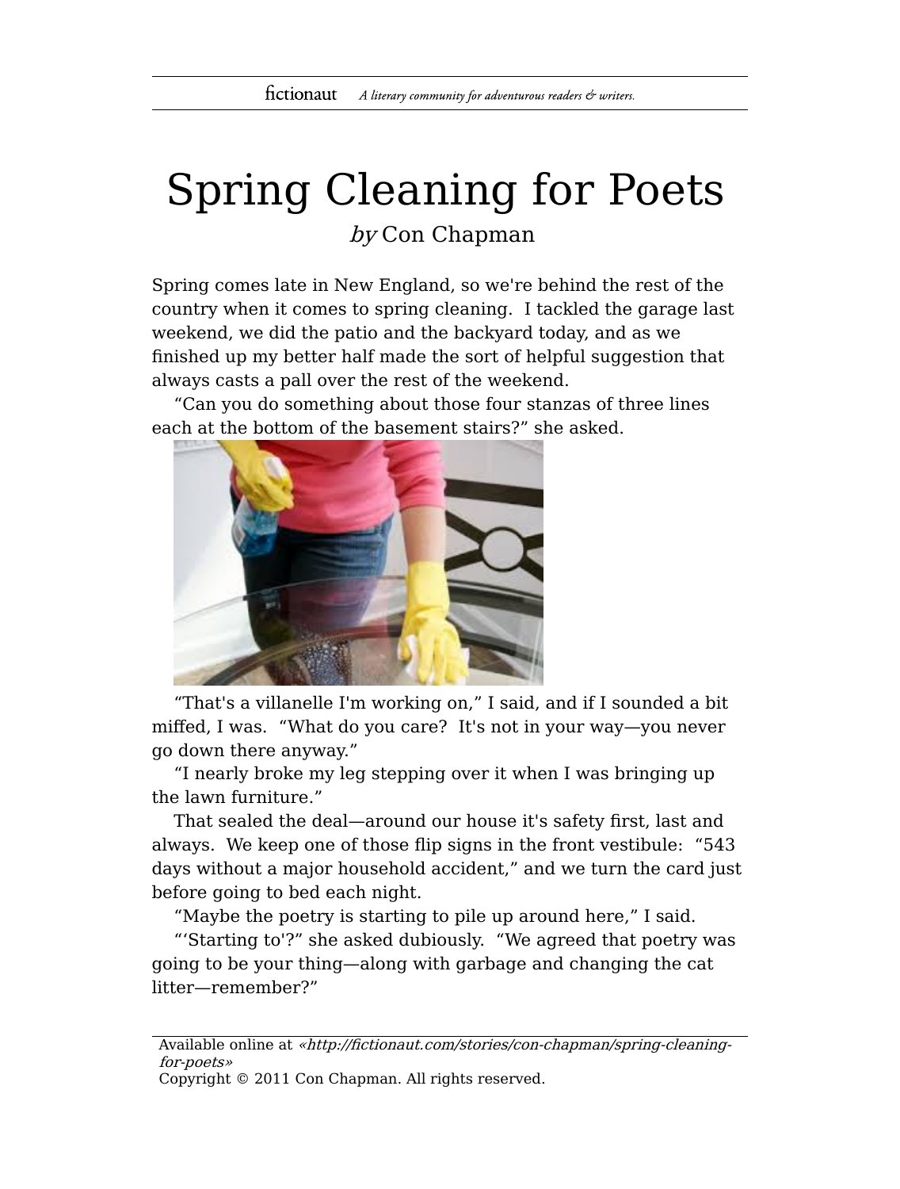# Spring Cleaning for Poets

*by* Con Chapman

Spring comes late in New England, so we're behind the rest of the country when it comes to spring cleaning. I tackled the garage last weekend, we did the patio and the backyard today, and as we finished up my better half made the sort of helpful suggestion that always casts a pall over the rest of the weekend.

"Can you do something about those four stanzas of three lines each at the bottom of the basement stairs?" she asked.

"That's a villanelle I'm working on," I said, and if I sounded a bit miffed, I was. "What do you care? It's not in your way—you never go down there anyway."

"I nearly broke my leg stepping over it when I was bringing up the lawn furniture."

That sealed the deal—around our house it's safety first, last and always. We keep one of those flip signs in the front vestibule: "543 days without a major household accident," and we turn the card just before going to bed each night.

"Maybe the poetry is starting to pile up around here," I said.

"'Starting to'?" she asked dubiously. "We agreed that poetry was going to be your thing—along with garbage and changing the cat litter—remember?"

Available online at *«http://fictionaut.com/stories/con-chapman/spring-cleaning-for-poets»*
Copyright © 2011 Con Chapman. All rights reserved.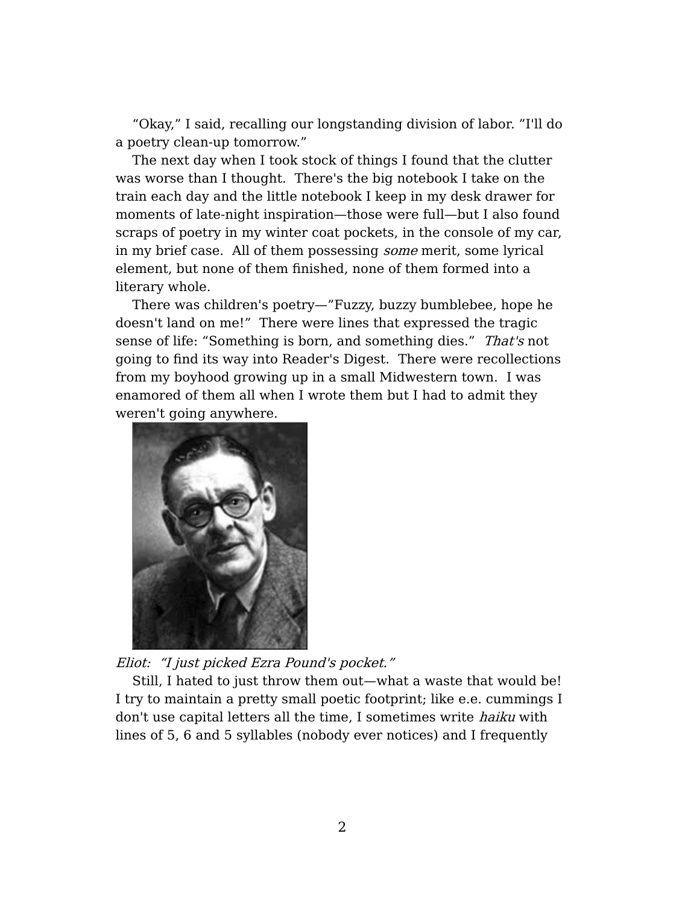“Okay,” I said, recalling our longstanding division of labor. ”I'll do a poetry clean-up tomorrow.”

The next day when I took stock of things I found that the clutter was worse than I thought. There's the big notebook I take on the train each day and the little notebook I keep in my desk drawer for moments of late-night inspiration—those were full—but I also found scraps of poetry in my winter coat pockets, in the console of my car, in my brief case. All of them possessing *some* merit, some lyrical element, but none of them finished, none of them formed into a literary whole.

There was children's poetry—”Fuzzy, buzzy bumblebee, hope he doesn't land on me!” There were lines that expressed the tragic sense of life: “Something is born, and something dies.” *That's* not going to find its way into Reader's Digest. There were recollections from my boyhood growing up in a small Midwestern town. I was enamored of them all when I wrote them but I had to admit they weren't going anywhere.

*Eliot: “I just picked Ezra Pound's pocket.”*

Still, I hated to just throw them out—what a waste that would be! I try to maintain a pretty small poetic footprint; like e.e. cummings I don't use capital letters all the time, I sometimes write *haiku* with lines of 5, 6 and 5 syllables (nobody ever notices) and I frequently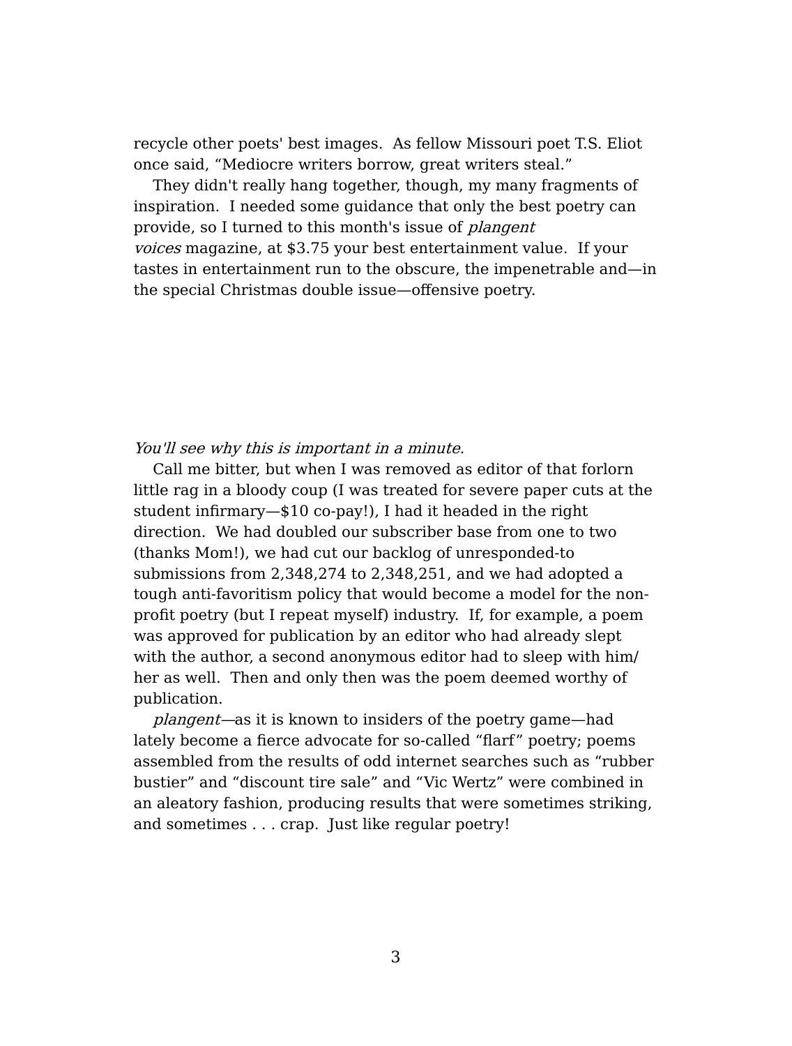recycle other poets' best images. As fellow Missouri poet T.S. Eliot once said, "Mediocre writers borrow, great writers steal."

They didn't really hang together, though, my many fragments of inspiration. I needed some guidance that only the best poetry can provide, so I turned to this month's issue of *plangent voices* magazine, at $3.75 your best entertainment value. If your tastes in entertainment run to the obscure, the impenetrable and—in the special Christmas double issue—offensive poetry.

*You'll see why this is important in a minute.*

Call me bitter, but when I was removed as editor of that forlorn little rag in a bloody coup (I was treated for severe paper cuts at the student infirmary—$10 co-pay!), I had it headed in the right direction. We had doubled our subscriber base from one to two (thanks Mom!), we had cut our backlog of unresponded-to submissions from 2,348,274 to 2,348,251, and we had adopted a tough anti-favoritism policy that would become a model for the non-profit poetry (but I repeat myself) industry. If, for example, a poem was approved for publication by an editor who had already slept with the author, a second anonymous editor had to sleep with him/her as well. Then and only then was the poem deemed worthy of publication.

*plangent*—as it is known to insiders of the poetry game—had lately become a fierce advocate for so-called "flarf" poetry; poems assembled from the results of odd internet searches such as "rubber bustier" and "discount tire sale" and "Vic Wertz" were combined in an aleatory fashion, producing results that were sometimes striking, and sometimes . . . crap. Just like regular poetry!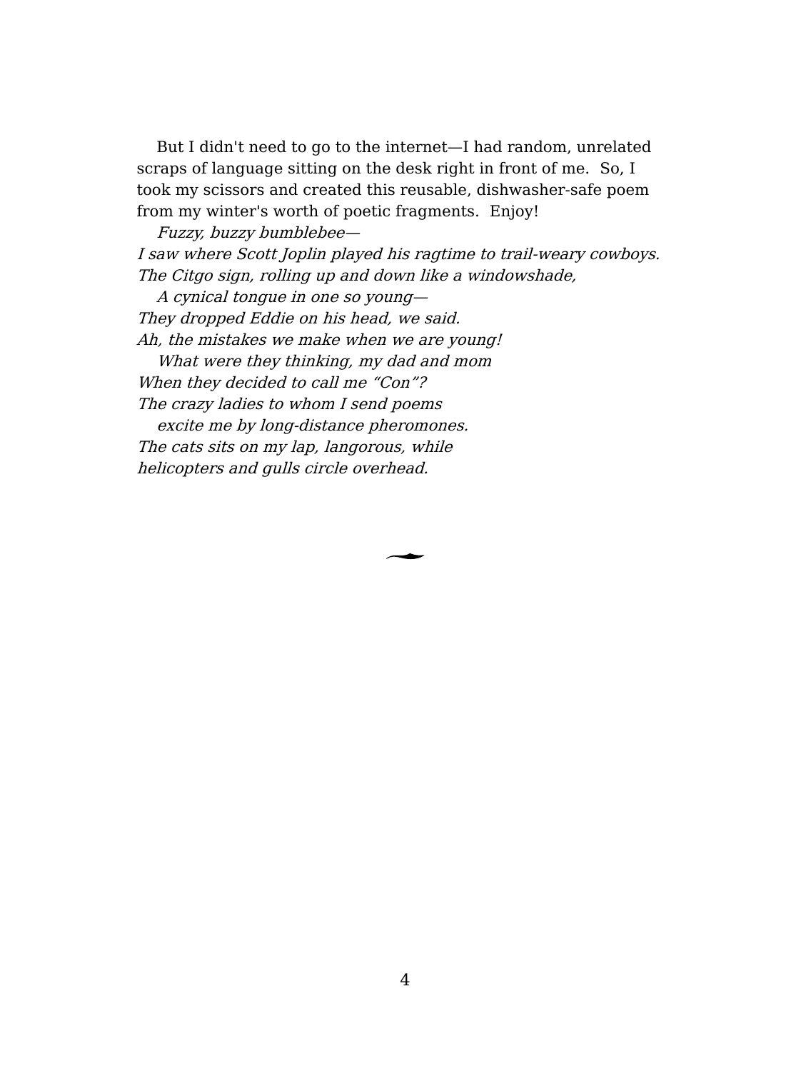But I didn't need to go to the internet—I had random, unrelated scraps of language sitting on the desk right in front of me. So, I took my scissors and created this reusable, dishwasher-safe poem from my winter's worth of poetic fragments. Enjoy!

*Fuzzy, buzzy bumblebee—*  
*I saw where Scott Joplin played his ragtime to trail-weary cowboys.*  
*The Citgo sign, rolling up and down like a windowshade,*  
*A cynical tongue in one so young—*  
*They dropped Eddie on his head, we said.*  
*Ah, the mistakes we make when we are young!*  
*What were they thinking, my dad and mom*  
*When they decided to call me "Con"?*  
*The crazy ladies to whom I send poems*  
*excite me by long-distance pheromones.*  
*The cats sits on my lap, langorous, while*  
*helicopters and gulls circle overhead.*